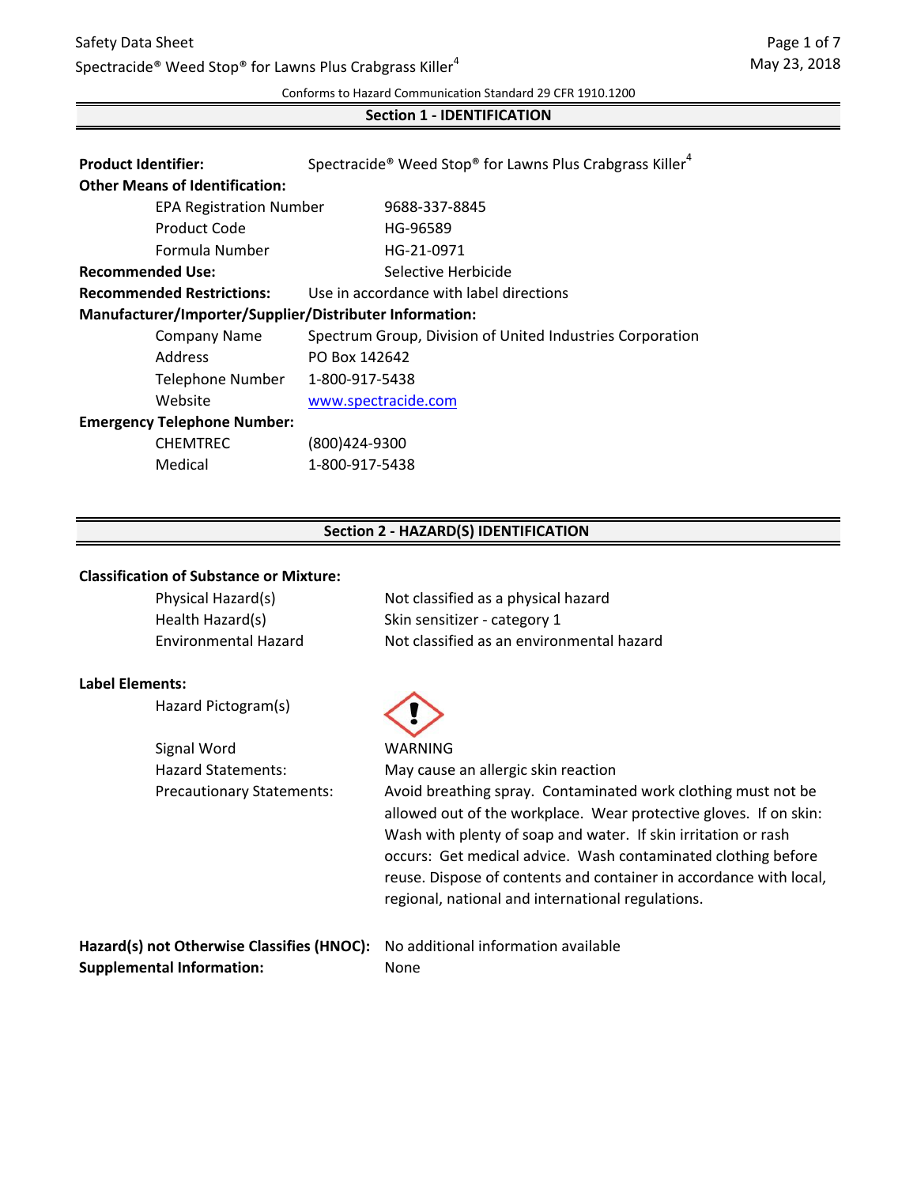Conforms to Hazard Communication Standard 29 CFR 1910.1200

## Section 1 - IDENTIFICATION

**Product Identifier:** Spectracide® Weed Stop® for Lawns Plus Crabgrass Killer[4]

**Other Means of Identification:**

| | |
|---|---|
| EPA Registration Number | 9688-337-8845 |
| Product Code | HG-96589 |
| Formula Number | HG-21-0971 |

**Recommended Use:** Selective Herbicide

**Recommended Restrictions:** Use in accordance with label directions

**Manufacturer/Importer/Supplier/Distributer Information:**

| | |
|---|---|
| Company Name | Spectrum Group, Division of United Industries Corporation |
| Address | PO Box 142642 |
| Telephone Number | 1-800-917-5438 |
| Website | www.spectracide.com |

**Emergency Telephone Number:**

| | |
|---|---|
| CHEMTREC | (800)424-9300 |
| Medical | 1-800-917-5438 |

## Section 2 - HAZARD(S) IDENTIFICATION

**Classification of Substance or Mixture:**

| | |
|---|---|
| Physical Hazard(s) | Not classified as a physical hazard |
| Health Hazard(s) | Skin sensitizer - category 1 |
| Environmental Hazard | Not classified as an environmental hazard |

**Label Elements:**

Hazard Pictogram(s)

Signal Word: WARNING

Hazard Statements: May cause an allergic skin reaction

Precautionary Statements: Avoid breathing spray. Contaminated work clothing must not be allowed out of the workplace. Wear protective gloves. If on skin: Wash with plenty of soap and water. If skin irritation or rash occurs: Get medical advice. Wash contaminated clothing before reuse. Dispose of contents and container in accordance with local, regional, national and international regulations.

**Hazard(s) not Otherwise Classifies (HNOC):** No additional information available

**Supplemental Information:** None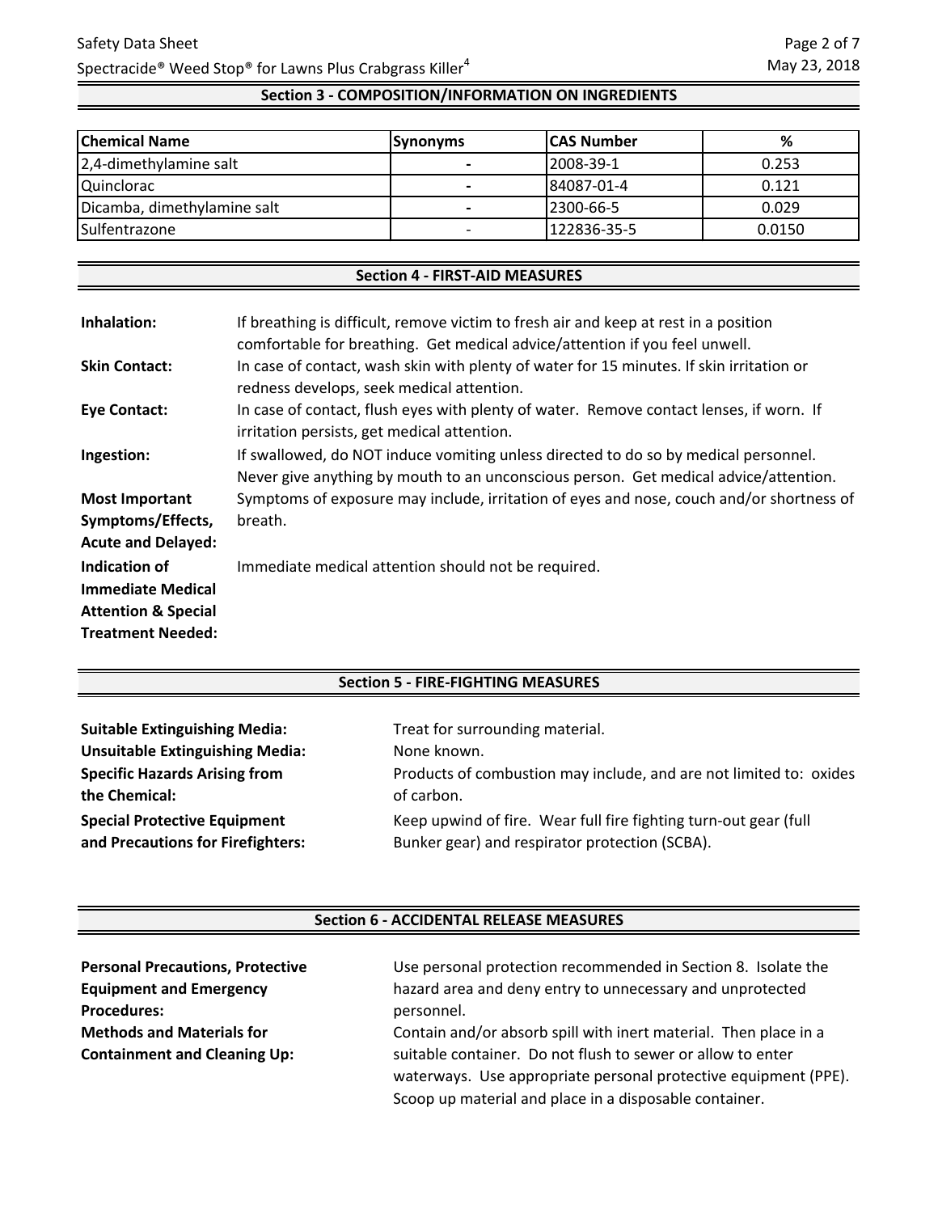## Section 3 - COMPOSITION/INFORMATION ON INGREDIENTS

| Chemical Name | Synonyms | CAS Number | % |
|---|---|---|---|
| 2,4-dimethylamine salt | - | 2008-39-1 | 0.253 |
| Quinclorac | - | 84087-01-4 | 0.121 |
| Dicamba, dimethylamine salt | - | 2300-66-5 | 0.029 |
| Sulfentrazone | - | 122836-35-5 | 0.0150 |

## Section 4 - FIRST-AID MEASURES

**Inhalation:** If breathing is difficult, remove victim to fresh air and keep at rest in a position comfortable for breathing. Get medical advice/attention if you feel unwell.

**Skin Contact:** In case of contact, wash skin with plenty of water for 15 minutes. If skin irritation or redness develops, seek medical attention.

**Eye Contact:** In case of contact, flush eyes with plenty of water. Remove contact lenses, if worn. If irritation persists, get medical attention.

**Ingestion:** If swallowed, do NOT induce vomiting unless directed to do so by medical personnel. Never give anything by mouth to an unconscious person. Get medical advice/attention.

**Most Important Symptoms/Effects, Acute and Delayed:** Symptoms of exposure may include, irritation of eyes and nose, couch and/or shortness of breath.

**Indication of Immediate Medical Attention & Special Treatment Needed:** Immediate medical attention should not be required.

## Section 5 - FIRE-FIGHTING MEASURES

**Suitable Extinguishing Media:** Treat for surrounding material.

**Unsuitable Extinguishing Media:** None known.

**Specific Hazards Arising from the Chemical:** Products of combustion may include, and are not limited to: oxides of carbon.

**Special Protective Equipment and Precautions for Firefighters:** Keep upwind of fire. Wear full fire fighting turn-out gear (full Bunker gear) and respirator protection (SCBA).

## Section 6 - ACCIDENTAL RELEASE MEASURES

**Personal Precautions, Protective Equipment and Emergency Procedures:** Use personal protection recommended in Section 8. Isolate the hazard area and deny entry to unnecessary and unprotected personnel.

**Methods and Materials for Containment and Cleaning Up:** Contain and/or absorb spill with inert material. Then place in a suitable container. Do not flush to sewer or allow to enter waterways. Use appropriate personal protective equipment (PPE). Scoop up material and place in a disposable container.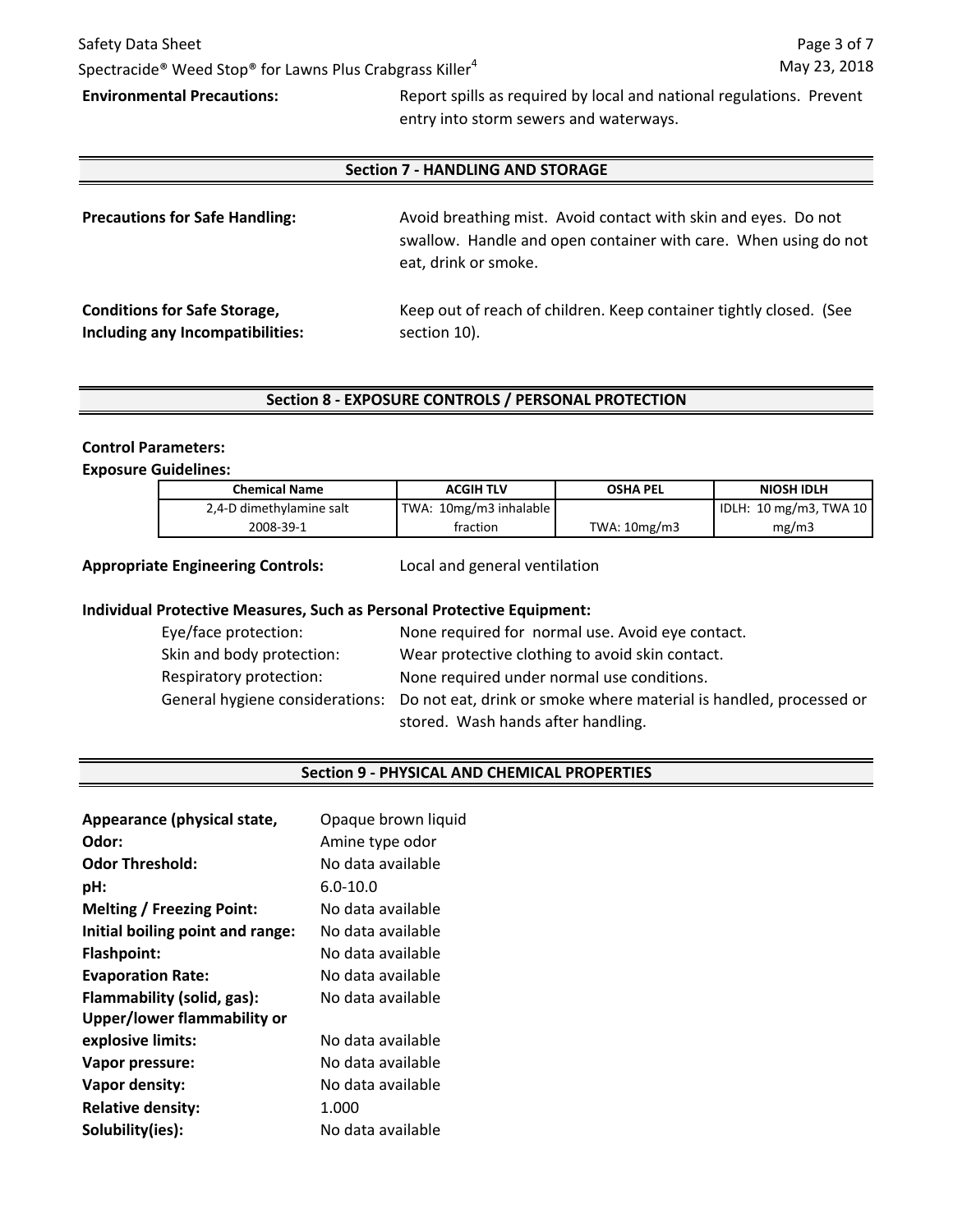**Environmental Precautions:** Report spills as required by local and national regulations. Prevent entry into storm sewers and waterways.

## Section 7 - HANDLING AND STORAGE

**Precautions for Safe Handling:** Avoid breathing mist. Avoid contact with skin and eyes. Do not swallow. Handle and open container with care. When using do not eat, drink or smoke.

**Conditions for Safe Storage, Including any Incompatibilities:** Keep out of reach of children. Keep container tightly closed. (See section 10).

## Section 8 - EXPOSURE CONTROLS / PERSONAL PROTECTION

**Control Parameters:**

**Exposure Guidelines:**

| Chemical Name | ACGIH TLV | OSHA PEL | NIOSH IDLH |
|---|---|---|---|
| 2,4-D dimethylamine salt 2008-39-1 | TWA: 10mg/m3 inhalable fraction | TWA: 10mg/m3 | IDLH: 10 mg/m3, TWA 10 mg/m3 |

**Appropriate Engineering Controls:** Local and general ventilation

**Individual Protective Measures, Such as Personal Protective Equipment:**

- Eye/face protection: None required for normal use. Avoid eye contact.
- Skin and body protection: Wear protective clothing to avoid skin contact.
- Respiratory protection: None required under normal use conditions.
- General hygiene considerations: Do not eat, drink or smoke where material is handled, processed or stored. Wash hands after handling.

## Section 9 - PHYSICAL AND CHEMICAL PROPERTIES

**Appearance (physical state,** Opaque brown liquid
**Odor:** Amine type odor
**Odor Threshold:** No data available
**pH:** 6.0-10.0
**Melting / Freezing Point:** No data available
**Initial boiling point and range:** No data available
**Flashpoint:** No data available
**Evaporation Rate:** No data available
**Flammability (solid, gas):** No data available
**Upper/lower flammability or explosive limits:** No data available
**Vapor pressure:** No data available
**Vapor density:** No data available
**Relative density:** 1.000
**Solubility(ies):** No data available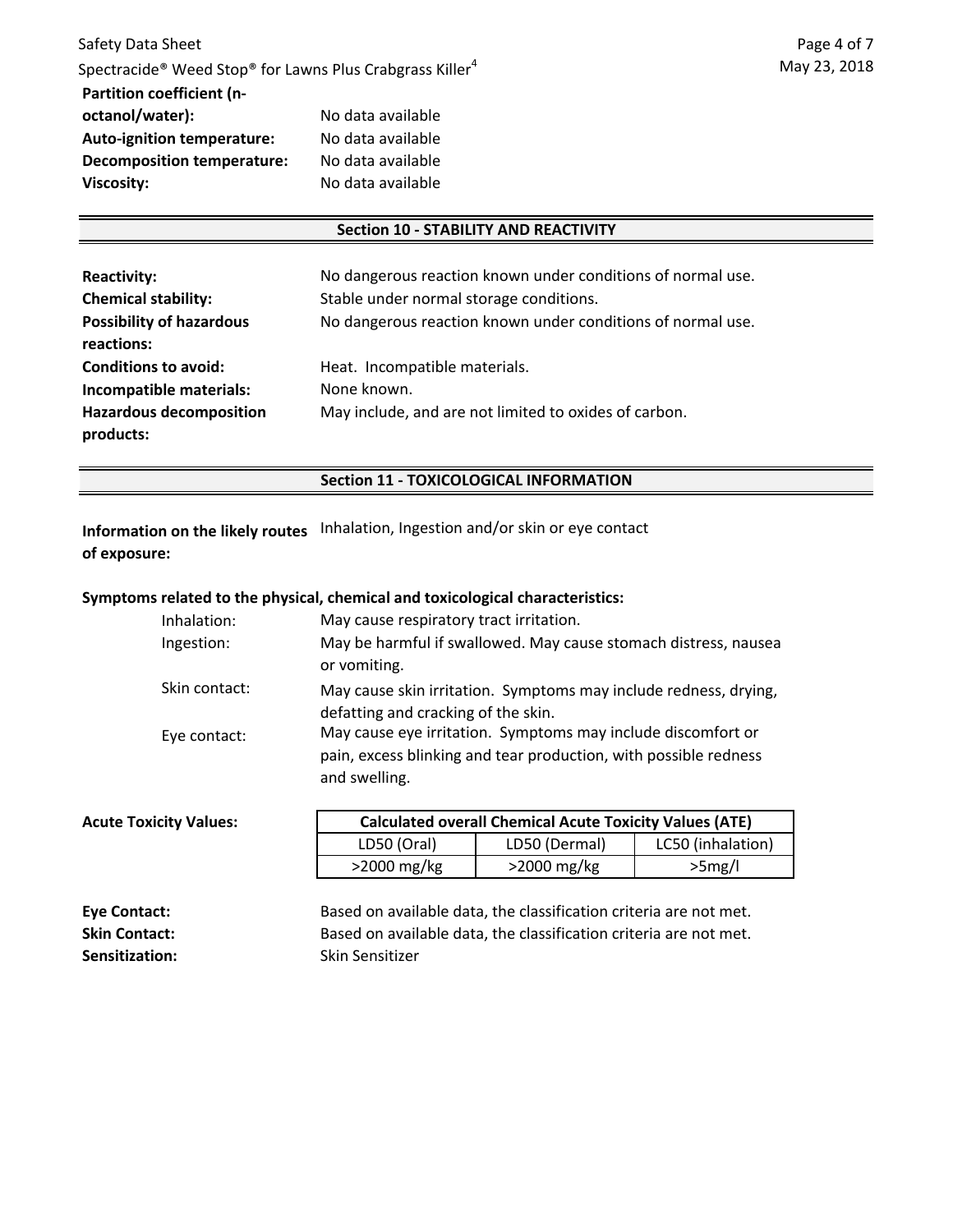**Partition coefficient (n-octanol/water):** No data available
**Auto-ignition temperature:** No data available
**Decomposition temperature:** No data available
**Viscosity:** No data available

## Section 10 - STABILITY AND REACTIVITY

**Reactivity:** No dangerous reaction known under conditions of normal use.
**Chemical stability:** Stable under normal storage conditions.
**Possibility of hazardous reactions:** No dangerous reaction known under conditions of normal use.
**Conditions to avoid:** Heat. Incompatible materials.
**Incompatible materials:** None known.
**Hazardous decomposition products:** May include, and are not limited to oxides of carbon.

## Section 11 - TOXICOLOGICAL INFORMATION

**Information on the likely routes of exposure:** Inhalation, Ingestion and/or skin or eye contact

**Symptoms related to the physical, chemical and toxicological characteristics:**

- Inhalation: May cause respiratory tract irritation.
- Ingestion: May be harmful if swallowed. May cause stomach distress, nausea or vomiting.
- Skin contact: May cause skin irritation. Symptoms may include redness, drying, defatting and cracking of the skin.
- Eye contact: May cause eye irritation. Symptoms may include discomfort or pain, excess blinking and tear production, with possible redness and swelling.

**Acute Toxicity Values:**

| Calculated overall Chemical Acute Toxicity Values (ATE) | | |
|---|---|---|
| LD50 (Oral) | LD50 (Dermal) | LC50 (inhalation) |
| >2000 mg/kg | >2000 mg/kg | >5mg/l |

**Eye Contact:** Based on available data, the classification criteria are not met.
**Skin Contact:** Based on available data, the classification criteria are not met.
**Sensitization:** Skin Sensitizer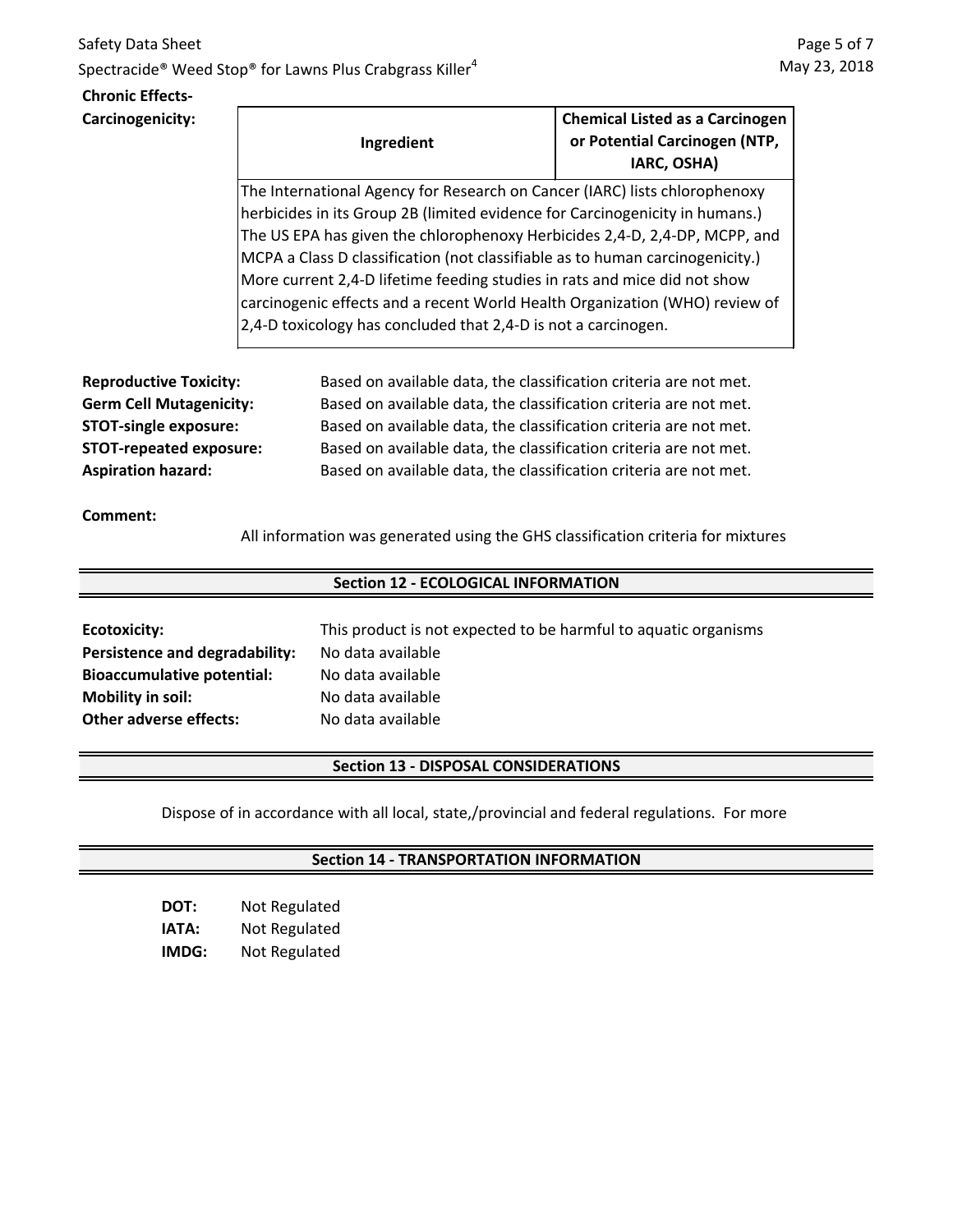**Chronic Effects-Carcinogenicity:**

| Ingredient | Chemical Listed as a Carcinogen or Potential Carcinogen (NTP, IARC, OSHA) |
|---|---|
| The International Agency for Research on Cancer (IARC) lists chlorophenoxy herbicides in its Group 2B (limited evidence for Carcinogenicity in humans.) The US EPA has given the chlorophenoxy Herbicides 2,4-D, 2,4-DP, MCPP, and MCPA a Class D classification (not classifiable as to human carcinogenicity.) More current 2,4-D lifetime feeding studies in rats and mice did not show carcinogenic effects and a recent World Health Organization (WHO) review of 2,4-D toxicology has concluded that 2,4-D is not a carcinogen. | |

**Reproductive Toxicity:** Based on available data, the classification criteria are not met.
**Germ Cell Mutagenicity:** Based on available data, the classification criteria are not met.
**STOT-single exposure:** Based on available data, the classification criteria are not met.
**STOT-repeated exposure:** Based on available data, the classification criteria are not met.
**Aspiration hazard:** Based on available data, the classification criteria are not met.

**Comment:**

All information was generated using the GHS classification criteria for mixtures

## Section 12 - ECOLOGICAL INFORMATION

**Ecotoxicity:** This product is not expected to be harmful to aquatic organisms
**Persistence and degradability:** No data available
**Bioaccumulative potential:** No data available
**Mobility in soil:** No data available
**Other adverse effects:** No data available

## Section 13 - DISPOSAL CONSIDERATIONS

Dispose of in accordance with all local, state,/provincial and federal regulations. For more

## Section 14 - TRANSPORTATION INFORMATION

**DOT:** Not Regulated
**IATA:** Not Regulated
**IMDG:** Not Regulated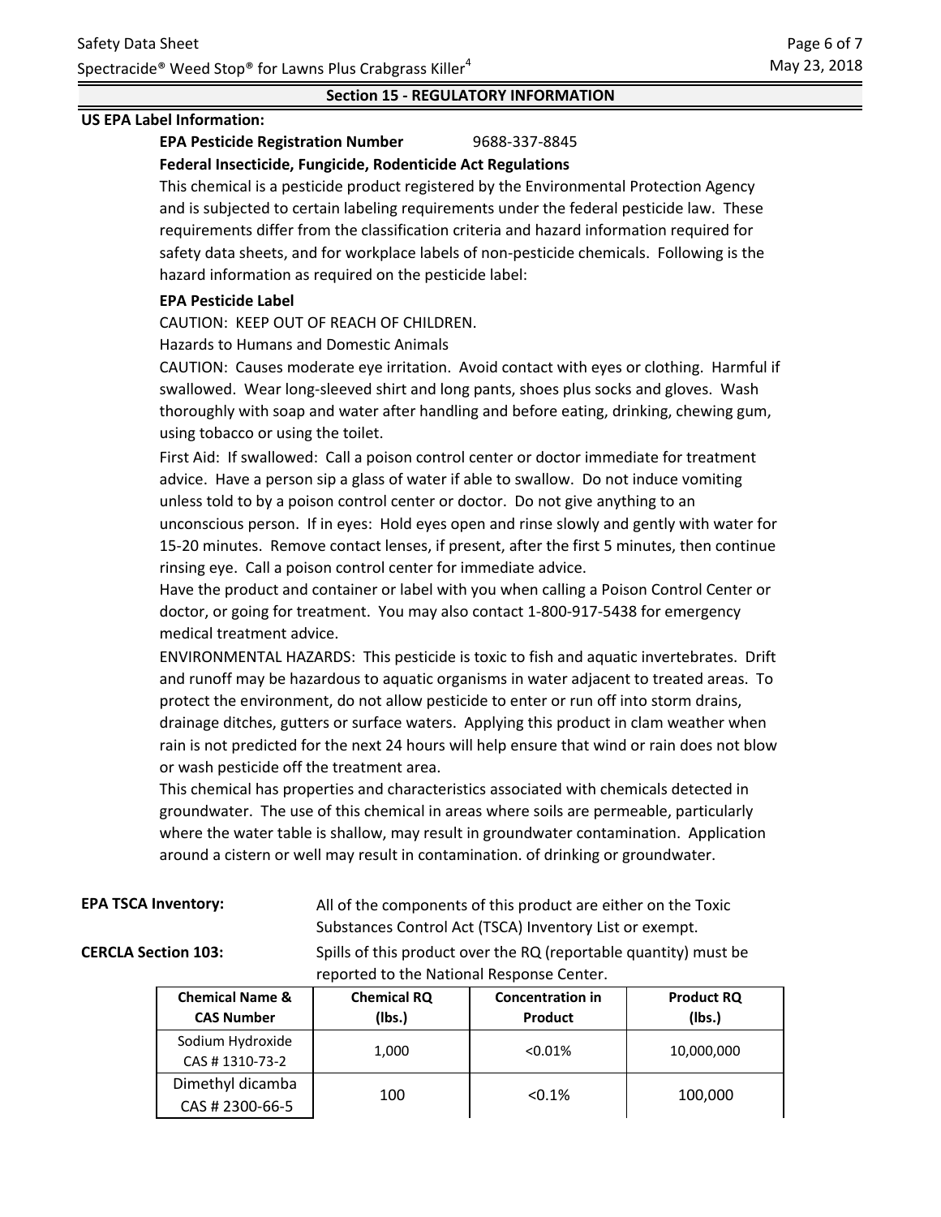## Section 15 - REGULATORY INFORMATION

**US EPA Label Information:**

**EPA Pesticide Registration Number** 9688-337-8845

**Federal Insecticide, Fungicide, Rodenticide Act Regulations**

This chemical is a pesticide product registered by the Environmental Protection Agency and is subjected to certain labeling requirements under the federal pesticide law. These requirements differ from the classification criteria and hazard information required for safety data sheets, and for workplace labels of non-pesticide chemicals. Following is the hazard information as required on the pesticide label:

**EPA Pesticide Label**

CAUTION: KEEP OUT OF REACH OF CHILDREN.

Hazards to Humans and Domestic Animals

CAUTION: Causes moderate eye irritation. Avoid contact with eyes or clothing. Harmful if swallowed. Wear long-sleeved shirt and long pants, shoes plus socks and gloves. Wash thoroughly with soap and water after handling and before eating, drinking, chewing gum, using tobacco or using the toilet.

First Aid: If swallowed: Call a poison control center or doctor immediate for treatment advice. Have a person sip a glass of water if able to swallow. Do not induce vomiting unless told to by a poison control center or doctor. Do not give anything to an unconscious person. If in eyes: Hold eyes open and rinse slowly and gently with water for 15-20 minutes. Remove contact lenses, if present, after the first 5 minutes, then continue rinsing eye. Call a poison control center for immediate advice.

Have the product and container or label with you when calling a Poison Control Center or doctor, or going for treatment. You may also contact 1-800-917-5438 for emergency medical treatment advice.

ENVIRONMENTAL HAZARDS: This pesticide is toxic to fish and aquatic invertebrates. Drift and runoff may be hazardous to aquatic organisms in water adjacent to treated areas. To protect the environment, do not allow pesticide to enter or run off into storm drains, drainage ditches, gutters or surface waters. Applying this product in clam weather when rain is not predicted for the next 24 hours will help ensure that wind or rain does not blow or wash pesticide off the treatment area.

This chemical has properties and characteristics associated with chemicals detected in groundwater. The use of this chemical in areas where soils are permeable, particularly where the water table is shallow, may result in groundwater contamination. Application around a cistern or well may result in contamination. of drinking or groundwater.

**EPA TSCA Inventory:** All of the components of this product are either on the Toxic Substances Control Act (TSCA) Inventory List or exempt.

**CERCLA Section 103:** Spills of this product over the RQ (reportable quantity) must be reported to the National Response Center.

| Chemical Name & CAS Number | Chemical RQ (lbs.) | Concentration in Product | Product RQ (lbs.) |
|---|---|---|---|
| Sodium Hydroxide CAS # 1310-73-2 | 1,000 | <0.01% | 10,000,000 |
| Dimethyl dicamba CAS # 2300-66-5 | 100 | <0.1% | 100,000 |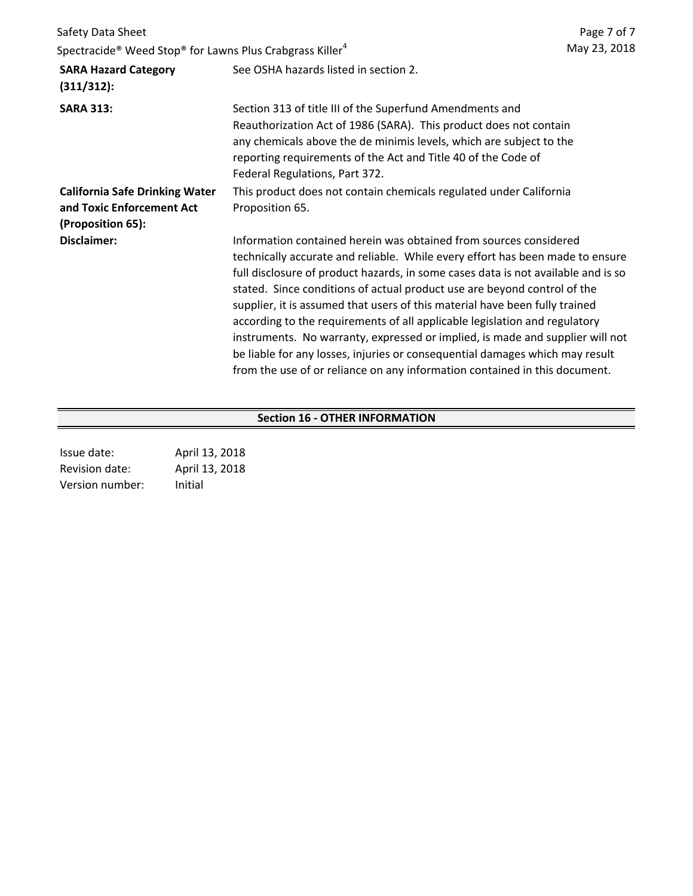**SARA Hazard Category (311/312):** See OSHA hazards listed in section 2.

**SARA 313:** Section 313 of title III of the Superfund Amendments and Reauthorization Act of 1986 (SARA). This product does not contain any chemicals above the de minimis levels, which are subject to the reporting requirements of the Act and Title 40 of the Code of Federal Regulations, Part 372.

**California Safe Drinking Water and Toxic Enforcement Act (Proposition 65):** This product does not contain chemicals regulated under California Proposition 65.

**Disclaimer:** Information contained herein was obtained from sources considered technically accurate and reliable. While every effort has been made to ensure full disclosure of product hazards, in some cases data is not available and is so stated. Since conditions of actual product use are beyond control of the supplier, it is assumed that users of this material have been fully trained according to the requirements of all applicable legislation and regulatory instruments. No warranty, expressed or implied, is made and supplier will not be liable for any losses, injuries or consequential damages which may result from the use of or reliance on any information contained in this document.

## Section 16 - OTHER INFORMATION

| | |
|---|---|
| Issue date: | April 13, 2018 |
| Revision date: | April 13, 2018 |
| Version number: | Initial |